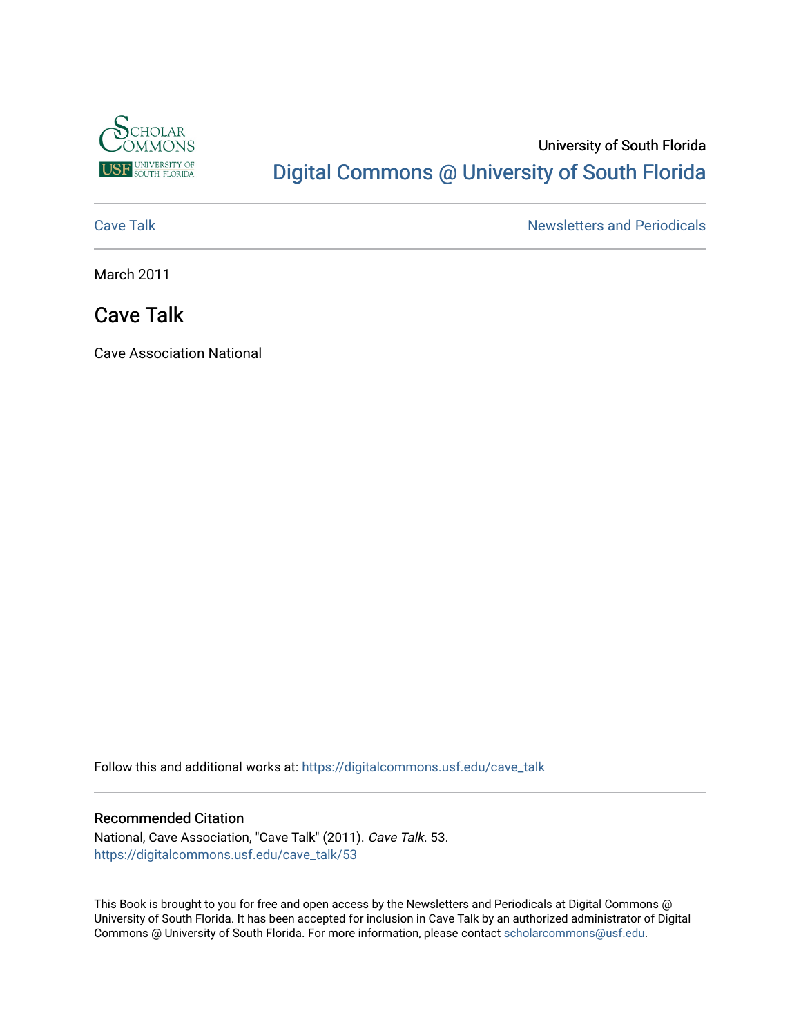University of South Florida

# Digital Commons @ University of South Florida

Cave Talk

Newsletters and Periodicals

March 2011

## Cave Talk

Cave Association National

Follow this and additional works at: https://digitalcommons.usf.edu/cave_talk

### Recommended Citation

National, Cave Association, "Cave Talk" (2011). *Cave Talk*. 53.
https://digitalcommons.usf.edu/cave_talk/53

This Book is brought to you for free and open access by the Newsletters and Periodicals at Digital Commons @ University of South Florida. It has been accepted for inclusion in Cave Talk by an authorized administrator of Digital Commons @ University of South Florida. For more information, please contact scholarcommons@usf.edu.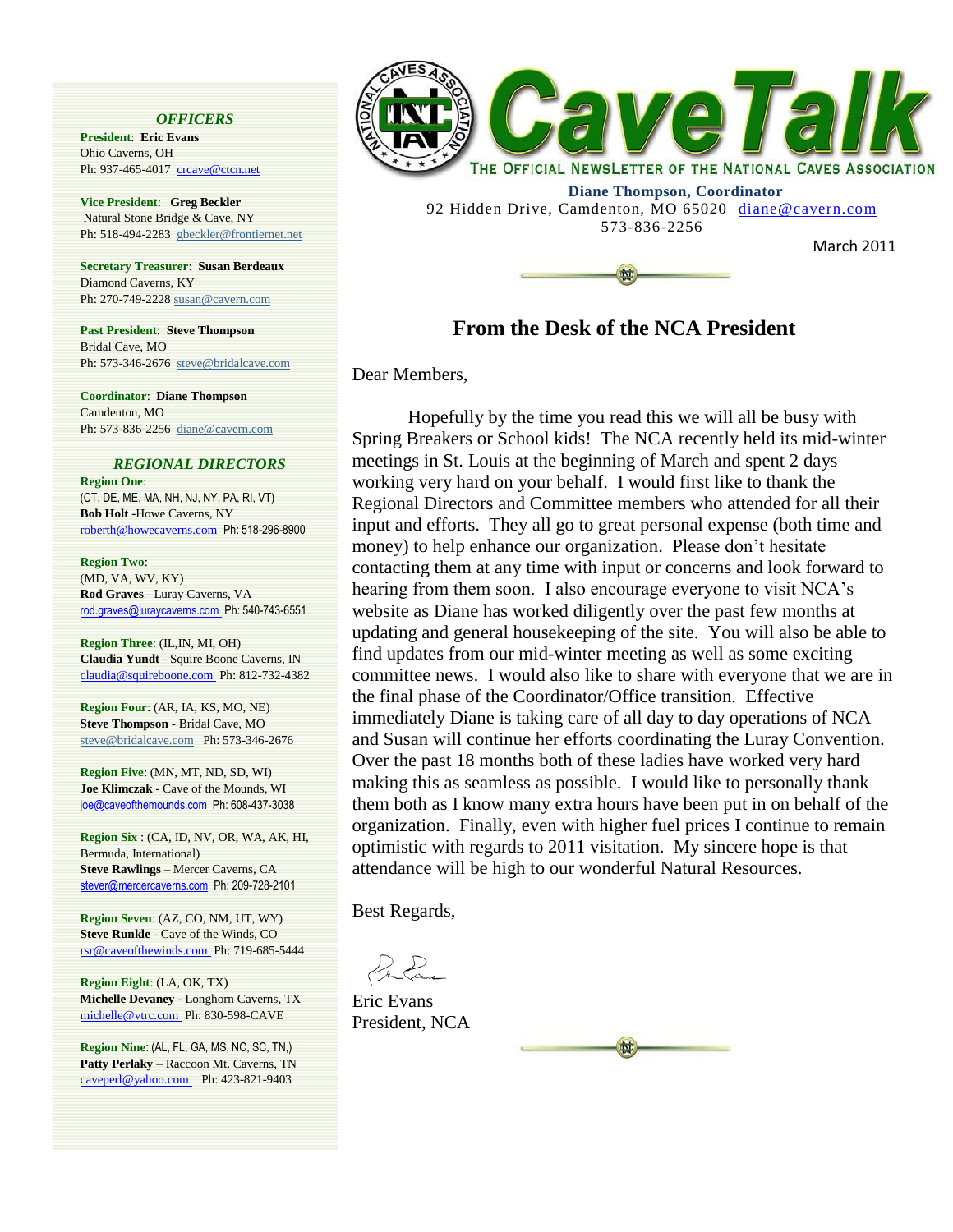# CaveTalk

THE OFFICIAL NEWSLETTER OF THE NATIONAL CAVES ASSOCIATION

**Diane Thompson, Coordinator**
92 Hidden Drive, Camdenton, MO 65020 diane@cavern.com
573-836-2256

March 2011

## From the Desk of the NCA President

Dear Members,

Hopefully by the time you read this we will all be busy with Spring Breakers or School kids! The NCA recently held its mid-winter meetings in St. Louis at the beginning of March and spent 2 days working very hard on your behalf. I would first like to thank the Regional Directors and Committee members who attended for all their input and efforts. They all go to great personal expense (both time and money) to help enhance our organization. Please don't hesitate contacting them at any time with input or concerns and look forward to hearing from them soon. I also encourage everyone to visit NCA's website as Diane has worked diligently over the past few months at updating and general housekeeping of the site. You will also be able to find updates from our mid-winter meeting as well as some exciting committee news. I would also like to share with everyone that we are in the final phase of the Coordinator/Office transition. Effective immediately Diane is taking care of all day to day operations of NCA and Susan will continue her efforts coordinating the Luray Convention. Over the past 18 months both of these ladies have worked very hard making this as seamless as possible. I would like to personally thank them both as I know many extra hours have been put in on behalf of the organization. Finally, even with higher fuel prices I continue to remain optimistic with regards to 2011 visitation. My sincere hope is that attendance will be high to our wonderful Natural Resources.

Best Regards,

Eric Evans
President, NCA

---

### *OFFICERS*

**President**: **Eric Evans**
Ohio Caverns, OH
Ph: 937-465-4017 crcave@ctcn.net

**Vice President**: **Greg Beckler**
Natural Stone Bridge & Cave, NY
Ph: 518-494-2283 gbeckler@frontiernet.net

**Secretary Treasurer**: **Susan Berdeaux**
Diamond Caverns, KY
Ph: 270-749-2228 susan@cavern.com

**Past President**: **Steve Thompson**
Bridal Cave, MO
Ph: 573-346-2676 steve@bridalcave.com

**Coordinator**: **Diane Thompson**
Camdenton, MO
Ph: 573-836-2256 diane@cavern.com

### *REGIONAL DIRECTORS*

**Region One**:
(CT, DE, ME, MA, NH, NJ, NY, PA, RI, VT)
**Bob Holt** -Howe Caverns, NY
roberth@howecaverns.com Ph: 518-296-8900

**Region Two**:
(MD, VA, WV, KY)
**Rod Graves** - Luray Caverns, VA
rod.graves@luraycaverns.com Ph: 540-743-6551

**Region Three**: (IL,IN, MI, OH)
**Claudia Yundt** - Squire Boone Caverns, IN
claudia@squireboone.com Ph: 812-732-4382

**Region Four**: (AR, IA, KS, MO, NE)
**Steve Thompson** - Bridal Cave, MO
steve@bridalcave.com Ph: 573-346-2676

**Region Five**: (MN, MT, ND, SD, WI)
**Joe Klimczak** - Cave of the Mounds, WI
joe@caveofthemounds.com Ph: 608-437-3038

**Region Six** : (CA, ID, NV, OR, WA, AK, HI, Bermuda, International)
**Steve Rawlings** – Mercer Caverns, CA
stever@mercercaverns.com Ph: 209-728-2101

**Region Seven**: (AZ, CO, NM, UT, WY)
**Steve Runkle** - Cave of the Winds, CO
rsr@caveofthewinds.com Ph: 719-685-5444

**Region Eight**: (LA, OK, TX)
**Michelle Devaney** - Longhorn Caverns, TX
michelle@vtrc.com Ph: 830-598-CAVE

**Region Nine**: (AL, FL, GA, MS, NC, SC, TN,)
**Patty Perlaky** – Raccoon Mt. Caverns, TN
caveperl@yahoo.com Ph: 423-821-9403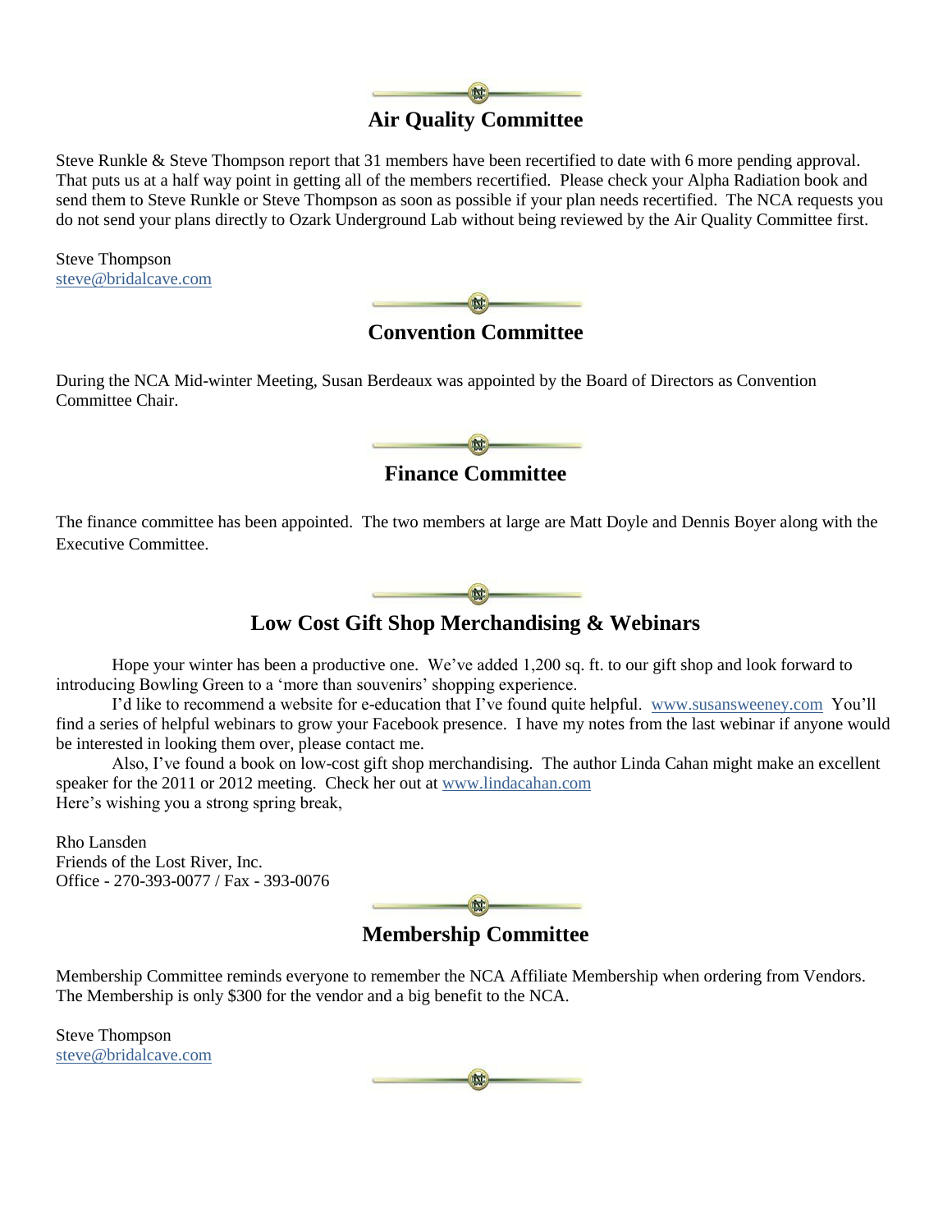## Air Quality Committee

Steve Runkle & Steve Thompson report that 31 members have been recertified to date with 6 more pending approval. That puts us at a half way point in getting all of the members recertified. Please check your Alpha Radiation book and send them to Steve Runkle or Steve Thompson as soon as possible if your plan needs recertified. The NCA requests you do not send your plans directly to Ozark Underground Lab without being reviewed by the Air Quality Committee first.

Steve Thompson
steve@bridalcave.com

## Convention Committee

During the NCA Mid-winter Meeting, Susan Berdeaux was appointed by the Board of Directors as Convention Committee Chair.

## Finance Committee

The finance committee has been appointed. The two members at large are Matt Doyle and Dennis Boyer along with the Executive Committee.

## Low Cost Gift Shop Merchandising & Webinars

Hope your winter has been a productive one. We've added 1,200 sq. ft. to our gift shop and look forward to introducing Bowling Green to a 'more than souvenirs' shopping experience.

I'd like to recommend a website for e-education that I've found quite helpful. www.susansweeney.com You'll find a series of helpful webinars to grow your Facebook presence. I have my notes from the last webinar if anyone would be interested in looking them over, please contact me.

Also, I've found a book on low-cost gift shop merchandising. The author Linda Cahan might make an excellent speaker for the 2011 or 2012 meeting. Check her out at www.lindacahan.com

Here's wishing you a strong spring break,

Rho Lansden
Friends of the Lost River, Inc.
Office - 270-393-0077 / Fax - 393-0076

## Membership Committee

Membership Committee reminds everyone to remember the NCA Affiliate Membership when ordering from Vendors. The Membership is only $300 for the vendor and a big benefit to the NCA.

Steve Thompson
steve@bridalcave.com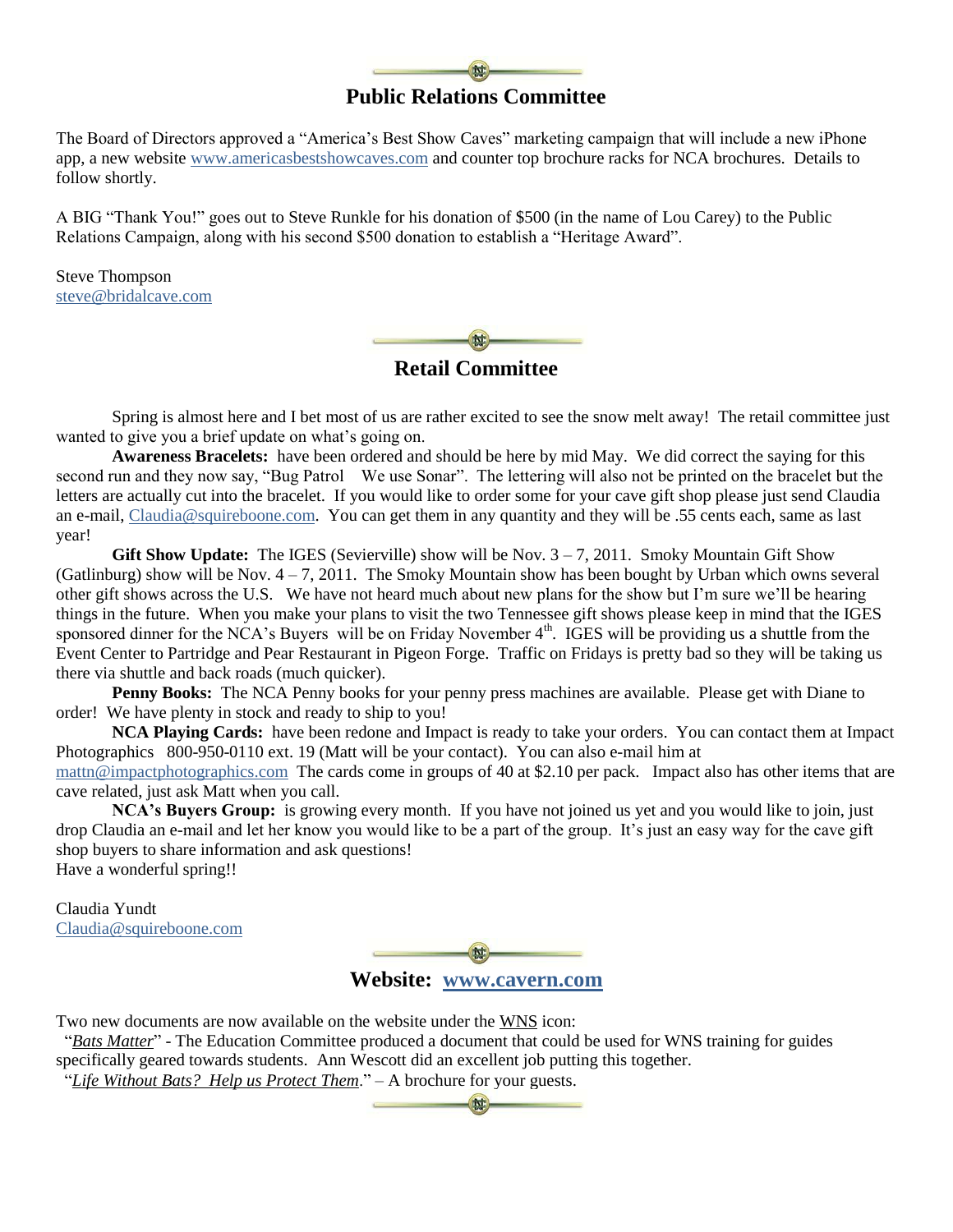## Public Relations Committee

The Board of Directors approved a "America's Best Show Caves" marketing campaign that will include a new iPhone app, a new website www.americasbestshowcaves.com and counter top brochure racks for NCA brochures. Details to follow shortly.

A BIG "Thank You!" goes out to Steve Runkle for his donation of $500 (in the name of Lou Carey) to the Public Relations Campaign, along with his second $500 donation to establish a "Heritage Award".

Steve Thompson
steve@bridalcave.com

## Retail Committee

Spring is almost here and I bet most of us are rather excited to see the snow melt away! The retail committee just wanted to give you a brief update on what's going on.

**Awareness Bracelets:** have been ordered and should be here by mid May. We did correct the saying for this second run and they now say, "Bug Patrol We use Sonar". The lettering will also not be printed on the bracelet but the letters are actually cut into the bracelet. If you would like to order some for your cave gift shop please just send Claudia an e-mail, Claudia@squireboone.com. You can get them in any quantity and they will be .55 cents each, same as last year!

**Gift Show Update:** The IGES (Sevierville) show will be Nov. 3 – 7, 2011. Smoky Mountain Gift Show (Gatlinburg) show will be Nov. 4 – 7, 2011. The Smoky Mountain show has been bought by Urban which owns several other gift shows across the U.S. We have not heard much about new plans for the show but I'm sure we'll be hearing things in the future. When you make your plans to visit the two Tennessee gift shows please keep in mind that the IGES sponsored dinner for the NCA's Buyers will be on Friday November 4th. IGES will be providing us a shuttle from the Event Center to Partridge and Pear Restaurant in Pigeon Forge. Traffic on Fridays is pretty bad so they will be taking us there via shuttle and back roads (much quicker).

**Penny Books:** The NCA Penny books for your penny press machines are available. Please get with Diane to order! We have plenty in stock and ready to ship to you!

**NCA Playing Cards:** have been redone and Impact is ready to take your orders. You can contact them at Impact Photographics 800-950-0110 ext. 19 (Matt will be your contact). You can also e-mail him at mattn@impactphotographics.com The cards come in groups of 40 at $2.10 per pack. Impact also has other items that are cave related, just ask Matt when you call.

**NCA's Buyers Group:** is growing every month. If you have not joined us yet and you would like to join, just drop Claudia an e-mail and let her know you would like to be a part of the group. It's just an easy way for the cave gift shop buyers to share information and ask questions!

Have a wonderful spring!!

Claudia Yundt
Claudia@squireboone.com

## Website: www.cavern.com

Two new documents are now available on the website under the WNS icon:

"*Bats Matter*" - The Education Committee produced a document that could be used for WNS training for guides specifically geared towards students. Ann Wescott did an excellent job putting this together.

"*Life Without Bats? Help us Protect Them*." – A brochure for your guests.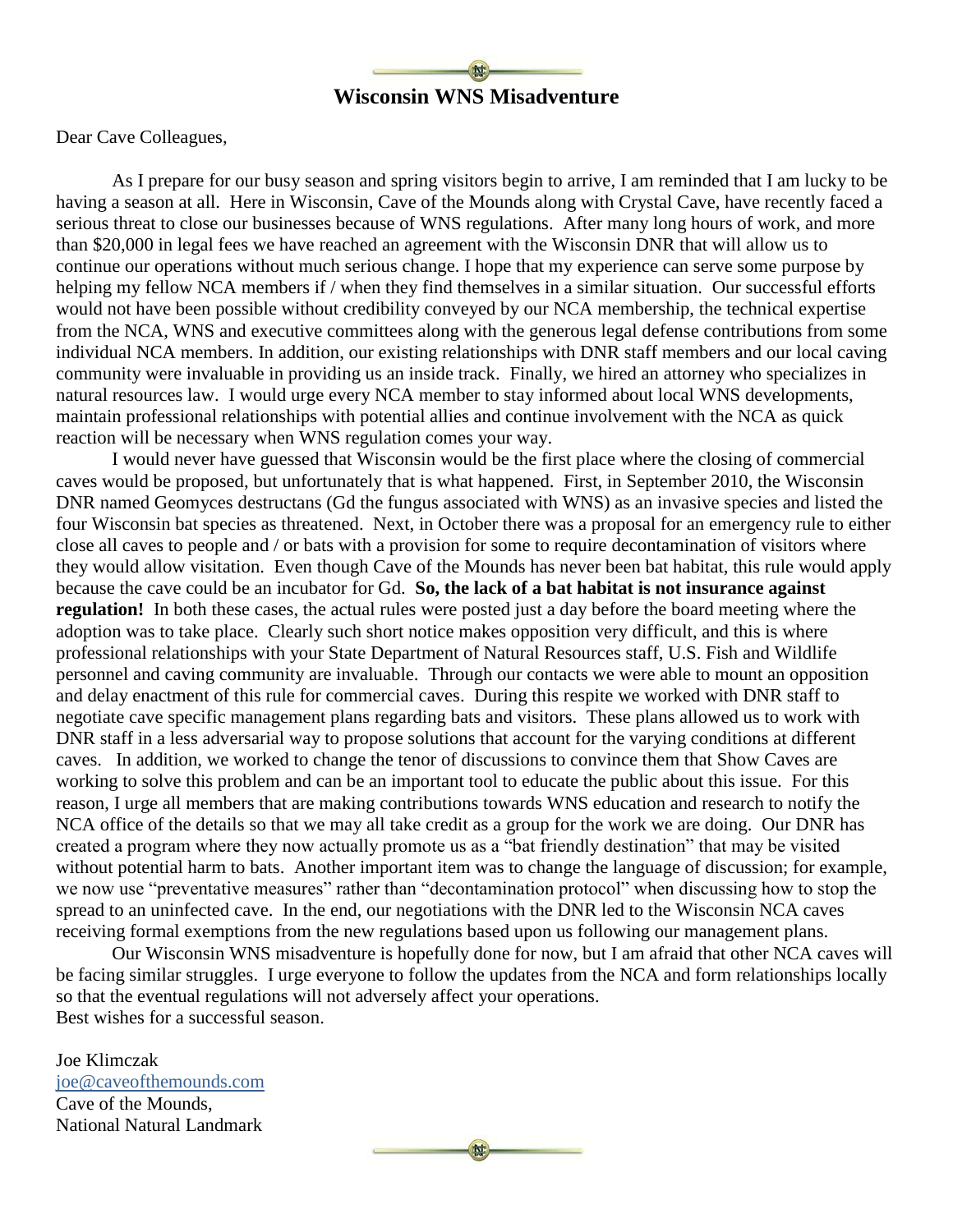## Wisconsin WNS Misadventure

Dear Cave Colleagues,

As I prepare for our busy season and spring visitors begin to arrive, I am reminded that I am lucky to be having a season at all. Here in Wisconsin, Cave of the Mounds along with Crystal Cave, have recently faced a serious threat to close our businesses because of WNS regulations. After many long hours of work, and more than $20,000 in legal fees we have reached an agreement with the Wisconsin DNR that will allow us to continue our operations without much serious change. I hope that my experience can serve some purpose by helping my fellow NCA members if / when they find themselves in a similar situation. Our successful efforts would not have been possible without credibility conveyed by our NCA membership, the technical expertise from the NCA, WNS and executive committees along with the generous legal defense contributions from some individual NCA members. In addition, our existing relationships with DNR staff members and our local caving community were invaluable in providing us an inside track. Finally, we hired an attorney who specializes in natural resources law. I would urge every NCA member to stay informed about local WNS developments, maintain professional relationships with potential allies and continue involvement with the NCA as quick reaction will be necessary when WNS regulation comes your way.

I would never have guessed that Wisconsin would be the first place where the closing of commercial caves would be proposed, but unfortunately that is what happened. First, in September 2010, the Wisconsin DNR named Geomyces destructans (Gd the fungus associated with WNS) as an invasive species and listed the four Wisconsin bat species as threatened. Next, in October there was a proposal for an emergency rule to either close all caves to people and / or bats with a provision for some to require decontamination of visitors where they would allow visitation. Even though Cave of the Mounds has never been bat habitat, this rule would apply because the cave could be an incubator for Gd. **So, the lack of a bat habitat is not insurance against regulation!** In both these cases, the actual rules were posted just a day before the board meeting where the adoption was to take place. Clearly such short notice makes opposition very difficult, and this is where professional relationships with your State Department of Natural Resources staff, U.S. Fish and Wildlife personnel and caving community are invaluable. Through our contacts we were able to mount an opposition and delay enactment of this rule for commercial caves. During this respite we worked with DNR staff to negotiate cave specific management plans regarding bats and visitors. These plans allowed us to work with DNR staff in a less adversarial way to propose solutions that account for the varying conditions at different caves. In addition, we worked to change the tenor of discussions to convince them that Show Caves are working to solve this problem and can be an important tool to educate the public about this issue. For this reason, I urge all members that are making contributions towards WNS education and research to notify the NCA office of the details so that we may all take credit as a group for the work we are doing. Our DNR has created a program where they now actually promote us as a "bat friendly destination" that may be visited without potential harm to bats. Another important item was to change the language of discussion; for example, we now use "preventative measures" rather than "decontamination protocol" when discussing how to stop the spread to an uninfected cave. In the end, our negotiations with the DNR led to the Wisconsin NCA caves receiving formal exemptions from the new regulations based upon us following our management plans.

Our Wisconsin WNS misadventure is hopefully done for now, but I am afraid that other NCA caves will be facing similar struggles. I urge everyone to follow the updates from the NCA and form relationships locally so that the eventual regulations will not adversely affect your operations.
Best wishes for a successful season.

Joe Klimczak
joe@caveofthemounds.com
Cave of the Mounds,
National Natural Landmark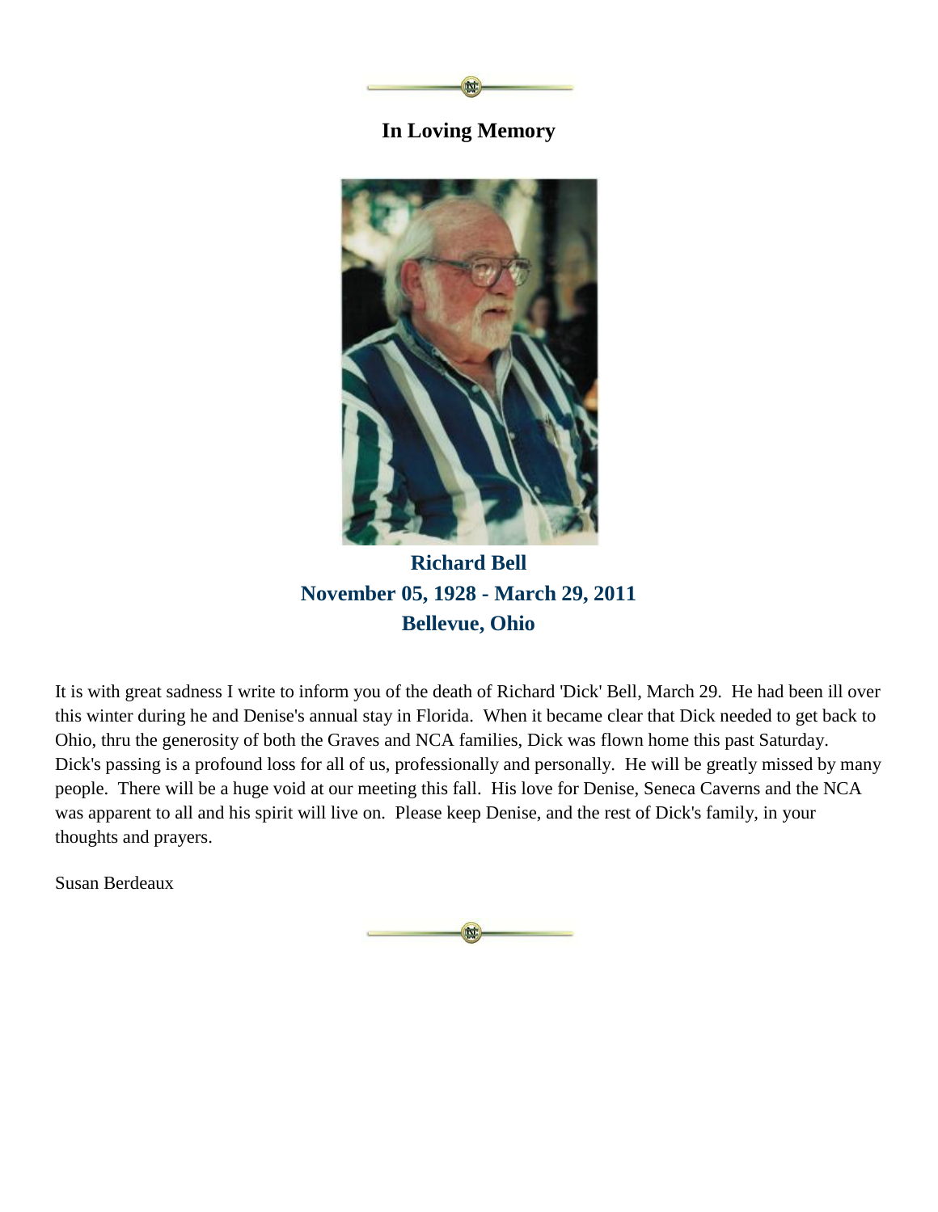## In Loving Memory

**Richard Bell**
**November 05, 1928 - March 29, 2011**
**Bellevue, Ohio**

It is with great sadness I write to inform you of the death of Richard 'Dick' Bell, March 29. He had been ill over this winter during he and Denise's annual stay in Florida. When it became clear that Dick needed to get back to Ohio, thru the generosity of both the Graves and NCA families, Dick was flown home this past Saturday. Dick's passing is a profound loss for all of us, professionally and personally. He will be greatly missed by many people. There will be a huge void at our meeting this fall. His love for Denise, Seneca Caverns and the NCA was apparent to all and his spirit will live on. Please keep Denise, and the rest of Dick's family, in your thoughts and prayers.

Susan Berdeaux